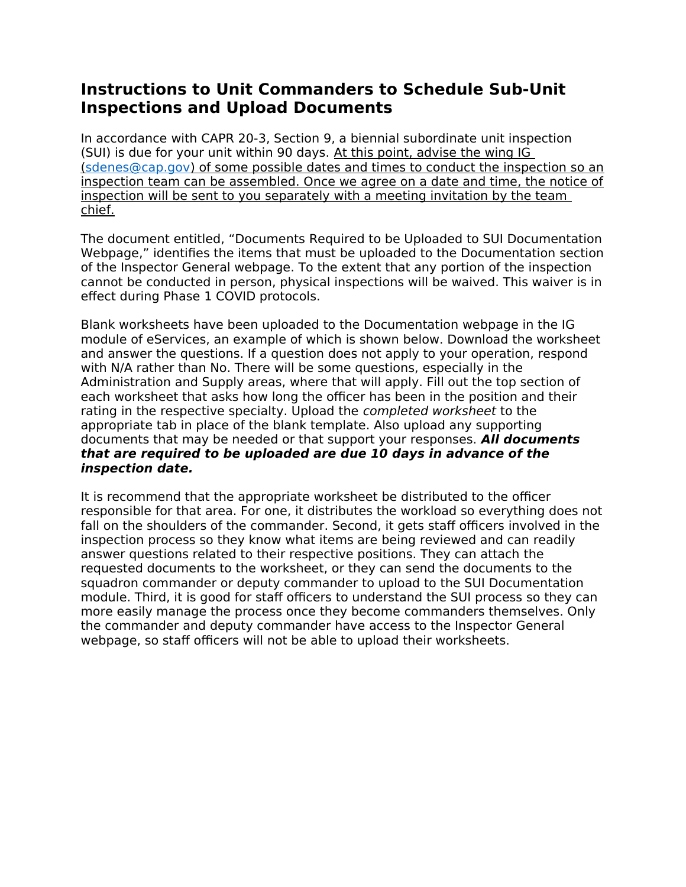# Instructions to Unit Commanders to Schedule Sub-Unit Inspections and Upload Documents

In accordance with CAPR 20-3, Section 9, a biennial subordinate unit inspection (SUI) is due for your unit within 90 days. <u>At this point, advise the wing IG (sdenes@cap.gov) of some possible dates and times to conduct the inspection so an inspection team can be assembled. Once we agree on a date and time, the notice of inspection will be sent to you separately with a meeting invitation by the team chief.</u>

The document entitled, "Documents Required to be Uploaded to SUI Documentation Webpage," identifies the items that must be uploaded to the Documentation section of the Inspector General webpage. To the extent that any portion of the inspection cannot be conducted in person, physical inspections will be waived. This waiver is in effect during Phase 1 COVID protocols.

Blank worksheets have been uploaded to the Documentation webpage in the IG module of eServices, an example of which is shown below. Download the worksheet and answer the questions. If a question does not apply to your operation, respond with N/A rather than No. There will be some questions, especially in the Administration and Supply areas, where that will apply. Fill out the top section of each worksheet that asks how long the officer has been in the position and their rating in the respective specialty. Upload the *completed worksheet* to the appropriate tab in place of the blank template. Also upload any supporting documents that may be needed or that support your responses. ***All documents that are required to be uploaded are due 10 days in advance of the inspection date.***

It is recommend that the appropriate worksheet be distributed to the officer responsible for that area. For one, it distributes the workload so everything does not fall on the shoulders of the commander. Second, it gets staff officers involved in the inspection process so they know what items are being reviewed and can readily answer questions related to their respective positions. They can attach the requested documents to the worksheet, or they can send the documents to the squadron commander or deputy commander to upload to the SUI Documentation module. Third, it is good for staff officers to understand the SUI process so they can more easily manage the process once they become commanders themselves. Only the commander and deputy commander have access to the Inspector General webpage, so staff officers will not be able to upload their worksheets.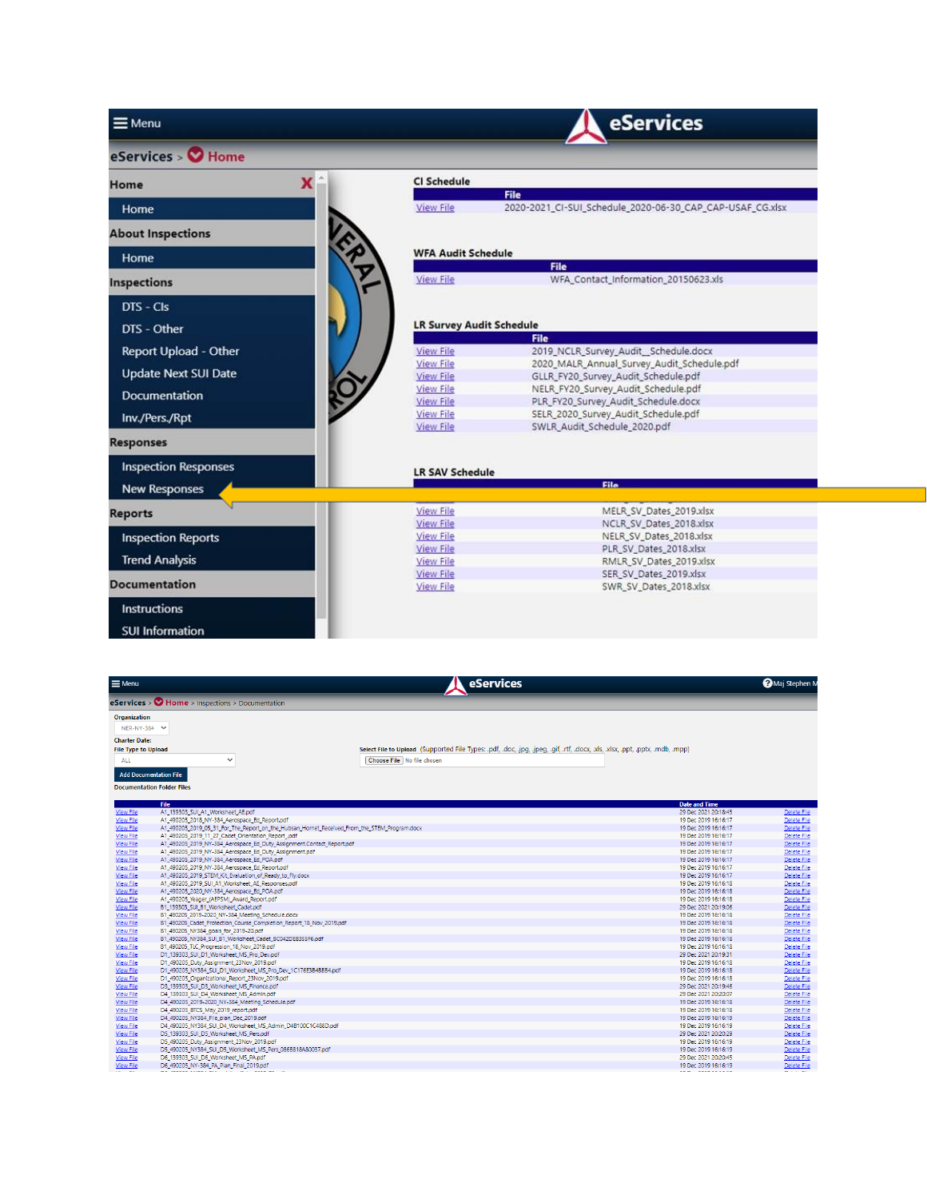☰ Menu **eServices**

eServices > Home

**Home**

- Home

**About Inspections**

- Home

**Inspections**

- DTS - CIs
- DTS - Other
- Report Upload - Other
- Update Next SUI Date
- Documentation
- Inv./Pers./Rpt

**Responses**

- Inspection Responses
- New Responses

**Reports**

- Inspection Reports
- Trend Analysis

**Documentation**

- Instructions
- SUI Information

### CI Schedule

| | File |
|---|---|
| View File | 2020-2021_CI-SUI_Schedule_2020-06-30_CAP_CAP-USAF_CG.xlsx |

### WFA Audit Schedule

| | File |
|---|---|
| View File | WFA_Contact_Information_20150623.xls |

### LR Survey Audit Schedule

| | File |
|---|---|
| View File | 2019_NCLR_Survey_Audit__Schedule.docx |
| View File | 2020_MALR_Annual_Survey_Audit_Schedule.pdf |
| View File | GLLR_FY20_Survey_Audit_Schedule.pdf |
| View File | NELR_FY20_Survey_Audit_Schedule.pdf |
| View File | PLR_FY20_Survey_Audit_Schedule.docx |
| View File | SELR_2020_Survey_Audit_Schedule.pdf |
| View File | SWLR_Audit_Schedule_2020.pdf |

### LR SAV Schedule

| | File |
|---|---|
| View File | MELR_SV_Dates_2019.xlsx |
| View File | NCLR_SV_Dates_2018.xlsx |
| View File | NELR_SV_Dates_2018.xlsx |
| View File | PLR_SV_Dates_2018.xlsx |
| View File | RMLR_SV_Dates_2019.xlsx |
| View File | SER_SV_Dates_2019.xlsx |
| View File | SWR_SV_Dates_2018.xlsx |

---

☰ Menu **eServices** Maj Stephen M

eServices > Home > Inspections > Documentation

Organization: NER-NY-384

Charter Date:

File Type to Upload: ALL

Select File to Upload (Supported File Types: .pdf, .doc, .jpg, .jpeg, .gif, .rtf, .docx, .xls, .xlsx, .ppt, .pptx, .mdb, .mpp)

Choose File No file chosen

Add Documentation File

Documentation Folder Files

| | File | Date and Time | |
|---|---|---|---|
| View File | A1_139303_SUI_A1_Worksheet_AE.pdf | 29 Dec 2021 20:18:45 | Delete File |
| View File | A1_490205_2018_NY-384_Aerospace_Ed_Report.pdf | 19 Dec 2019 16:16:17 | Delete File |
| View File | A1_490205_2019_05_31_For_The_Report_on_the_Hubsan_Hornet_Received_From_the_STEM_Program.docx | 19 Dec 2019 16:16:17 | Delete File |
| View File | A1_490205_2019_11_27_Cadet_Orientation_Report.pdf | 19 Dec 2019 16:16:17 | Delete File |
| View File | A1_490205_2019_NY-384_Aerospace_Ed_Duty_Assignment.Contact_Report.pdf | 19 Dec 2019 16:16:17 | Delete File |
| View File | A1_490205_2019_NY-384_Aerospace_Ed_Duty_Assignment.pdf | 19 Dec 2019 16:16:17 | Delete File |
| View File | A1_490205_2019_NY-384_Aerospace_Ed_POA.pdf | 19 Dec 2019 16:16:17 | Delete File |
| View File | A1_490205_2019_NY-384_Aerospace_Ed_Report.pdf | 19 Dec 2019 16:16:17 | Delete File |
| View File | A1_490205_2019_STEM_Kit_Evaluation_of_Ready_to_Fly.docx | 19 Dec 2019 16:16:17 | Delete File |
| View File | A1_490205_2019_SUI_A1_Worksheet_AE_Responses.pdf | 19 Dec 2019 16:16:18 | Delete File |
| View File | A1_490205_2020_NY-384_Aerospace_Ed_POA.pdf | 19 Dec 2019 16:16:18 | Delete File |
| View File | A1_490205_Yeager_(AEPSM)_Award_Report.pdf | 19 Dec 2019 16:16:18 | Delete File |
| View File | B1_139303_SUI_B1_Worksheet_Cadet.pdf | 29 Dec 2021 20:19:06 | Delete File |
| View File | B1_490205_2019-2020_NY-384_Meeting_Schedule.docx | 19 Dec 2019 16:16:18 | Delete File |
| View File | B1_490205_Cadet_Protection_Course_Completion_Report_16_Nov_2019.pdf | 19 Dec 2019 16:16:18 | Delete File |
| View File | B1_490205_NY384_goals_for_2019-20.pdf | 19 Dec 2019 16:16:18 | Delete File |
| View File | B1_490205_NY384_SUI_B1_Worksheet_Cadet_BC042DE8355F6.pdf | 19 Dec 2019 16:16:18 | Delete File |
| View File | B1_490205_TLC_Progression_16_Nov_2019.pdf | 19 Dec 2019 16:16:18 | Delete File |
| View File | D1_139303_SUI_D1_Worksheet_MS_Pro_Dev.pdf | 29 Dec 2021 20:19:31 | Delete File |
| View File | D1_490205_Duty_Assignment_23Nov_2019.pdf | 19 Dec 2019 16:16:18 | Delete File |
| View File | D1_490205_NY384_SUI_D1_Worksheet_MS_Pro_Dev_1C176E3B4B8B4.pdf | 19 Dec 2019 16:16:18 | Delete File |
| View File | D1_490205_Organizational_Report_23Nov_2019.pdf | 19 Dec 2019 16:16:18 | Delete File |
| View File | D3_139303_SUI_D3_Worksheet_MS_Finance.pdf | 29 Dec 2021 20:19:46 | Delete File |
| View File | D4_139303_SUI_D4_Worksheet_MS_Admin.pdf | 29 Dec 2021 20:20:07 | Delete File |
| View File | D4_490205_2019-2020_NY-384_Meeting_Schedule.pdf | 19 Dec 2019 16:16:18 | Delete File |
| View File | D4_490205_BTCS_May_2019_report.pdf | 19 Dec 2019 16:16:18 | Delete File |
| View File | D4_490205_NY384_File_plan_Dec_2019.pdf | 19 Dec 2019 16:16:19 | Delete File |
| View File | D4_490205_NY384_SUI_D4_Worksheet_MS_Admin_D4B100C1C486D.pdf | 19 Dec 2019 16:16:19 | Delete File |
| View File | D5_139303_SUI_D5_Worksheet_MS_Pers.pdf | 29 Dec 2021 20:20:29 | Delete File |
| View File | D5_490205_Duty_Assignment_23Nov_2019.pdf | 19 Dec 2019 16:16:19 | Delete File |
| View File | D5_490205_NY384_SUI_D5_Worksheet_MS_Pers_0868818A80087.pdf | 19 Dec 2019 16:16:19 | Delete File |
| View File | D6_139303_SUI_D6_Worksheet_MS_PA.pdf | 29 Dec 2021 20:20:45 | Delete File |
| View File | D6_490205_NY-384_PA_Plan_Final_2019.pdf | 19 Dec 2019 16:16:19 | Delete File |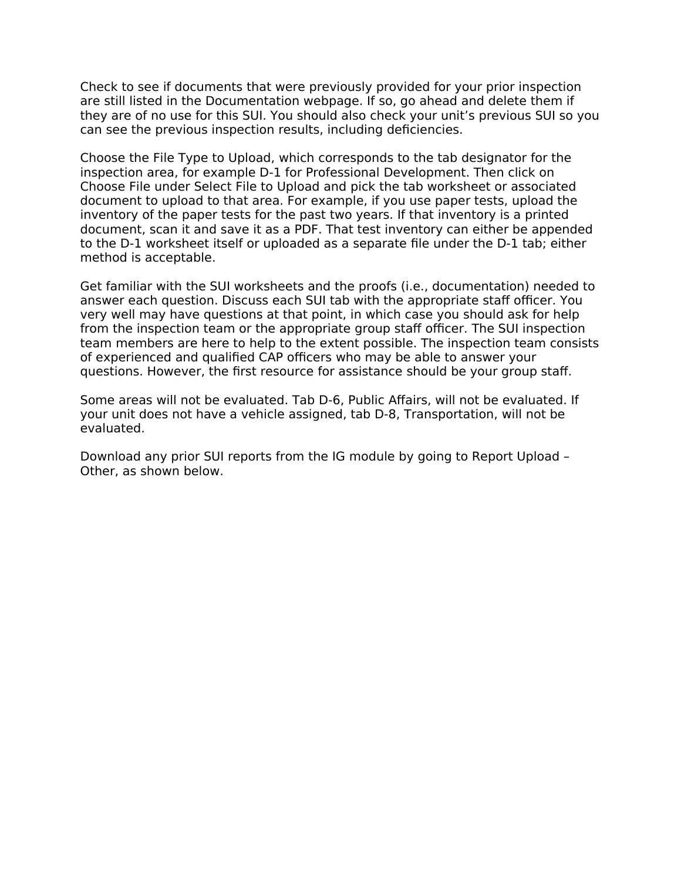Check to see if documents that were previously provided for your prior inspection are still listed in the Documentation webpage. If so, go ahead and delete them if they are of no use for this SUI. You should also check your unit's previous SUI so you can see the previous inspection results, including deficiencies.

Choose the File Type to Upload, which corresponds to the tab designator for the inspection area, for example D-1 for Professional Development. Then click on Choose File under Select File to Upload and pick the tab worksheet or associated document to upload to that area. For example, if you use paper tests, upload the inventory of the paper tests for the past two years. If that inventory is a printed document, scan it and save it as a PDF. That test inventory can either be appended to the D-1 worksheet itself or uploaded as a separate file under the D-1 tab; either method is acceptable.

Get familiar with the SUI worksheets and the proofs (i.e., documentation) needed to answer each question. Discuss each SUI tab with the appropriate staff officer. You very well may have questions at that point, in which case you should ask for help from the inspection team or the appropriate group staff officer. The SUI inspection team members are here to help to the extent possible. The inspection team consists of experienced and qualified CAP officers who may be able to answer your questions. However, the first resource for assistance should be your group staff.

Some areas will not be evaluated. Tab D-6, Public Affairs, will not be evaluated. If your unit does not have a vehicle assigned, tab D-8, Transportation, will not be evaluated.

Download any prior SUI reports from the IG module by going to Report Upload – Other, as shown below.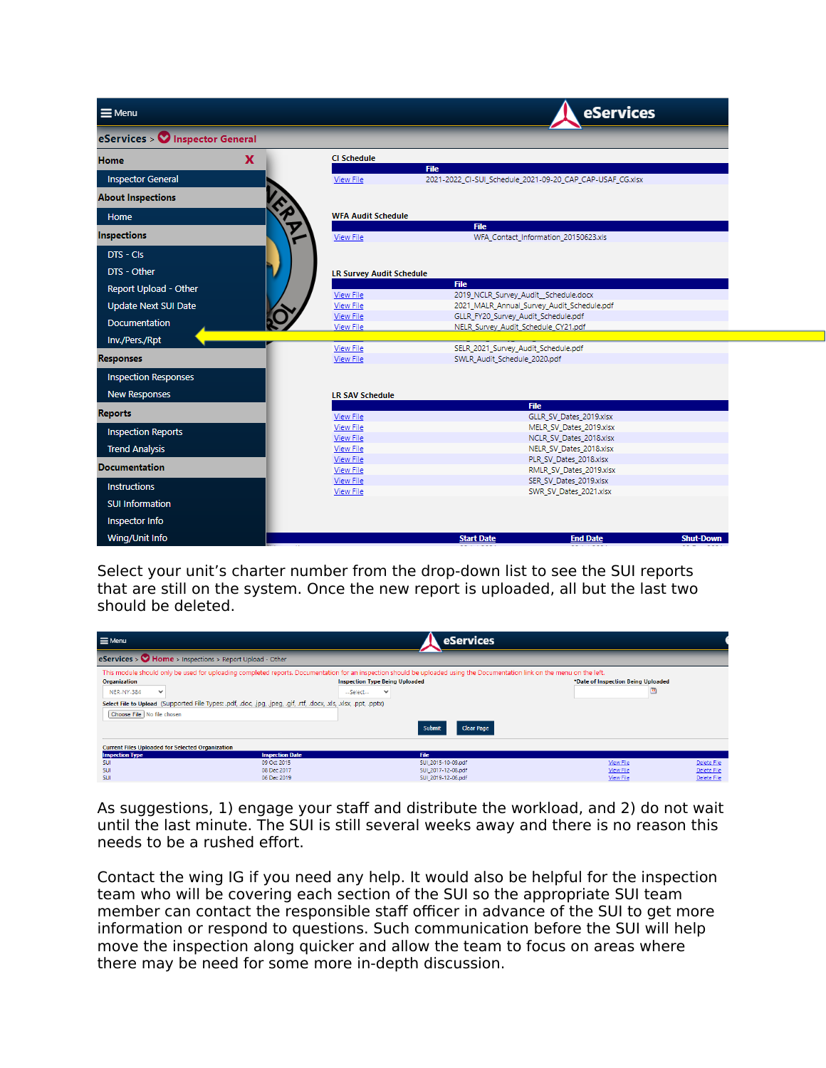Select your unit's charter number from the drop-down list to see the SUI reports that are still on the system. Once the new report is uploaded, all but the last two should be deleted.

As suggestions, 1) engage your staff and distribute the workload, and 2) do not wait until the last minute. The SUI is still several weeks away and there is no reason this needs to be a rushed effort.

Contact the wing IG if you need any help. It would also be helpful for the inspection team who will be covering each section of the SUI so the appropriate SUI team member can contact the responsible staff officer in advance of the SUI to get more information or respond to questions. Such communication before the SUI will help move the inspection along quicker and allow the team to focus on areas where there may be need for some more in-depth discussion.